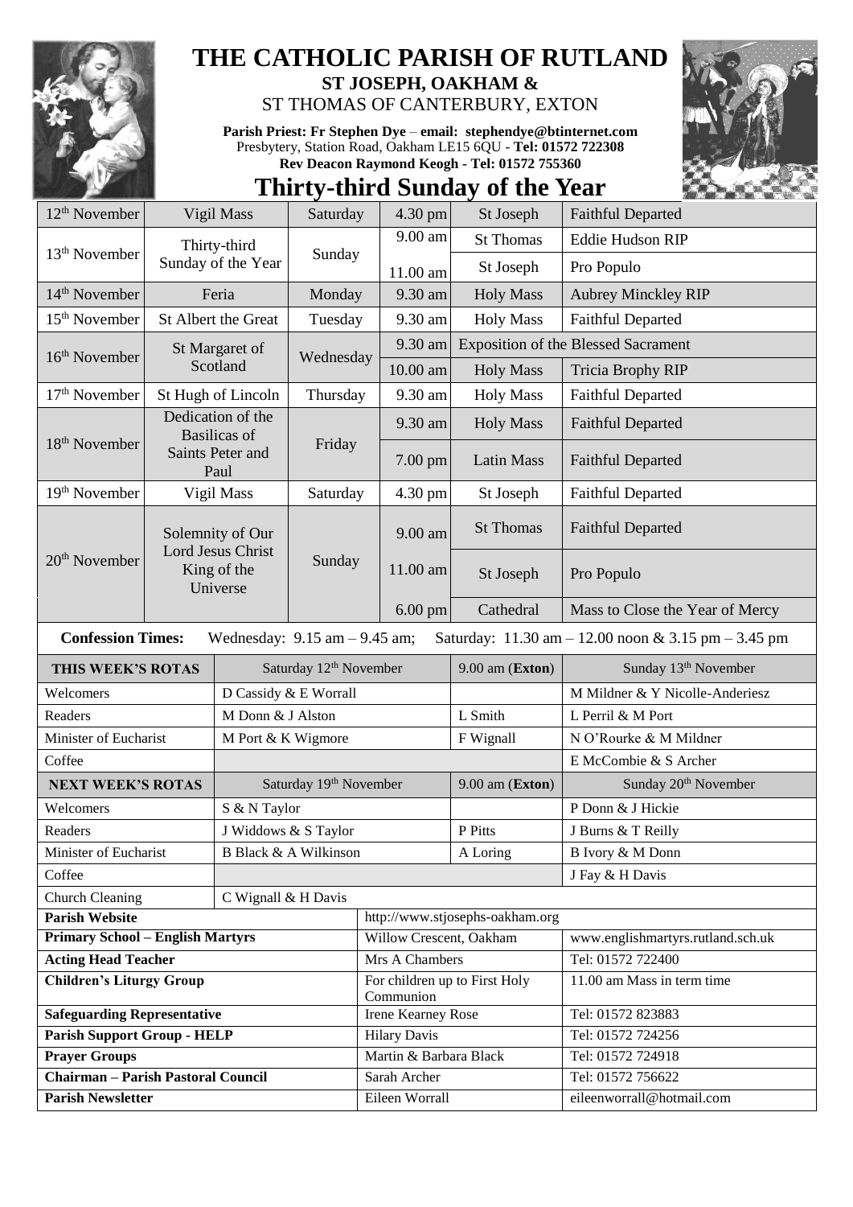# THE CATHOLIC PARISH OF RUTLAND

**ST JOSEPH, OAKHAM &**

ST THOMAS OF CANTERBURY, EXTON

**Parish Priest: Fr Stephen Dye** – **email: stephendye@btinternet.com**
Presbytery, Station Road, Oakham LE15 6QU - **Tel: 01572 722308**
**Rev Deacon Raymond Keogh - Tel: 01572 755360**

## Thirty-third Sunday of the Year

| Date | Day | | Time | | |
|---|---|---|---|---|---|
| 12th November | Vigil Mass | Saturday | 4.30 pm | St Joseph | Faithful Departed |
| 13th November | Thirty-third Sunday of the Year | Sunday | 9.00 am | St Thomas | Eddie Hudson RIP |
| | | | 11.00 am | St Joseph | Pro Populo |
| 14th November | Feria | Monday | 9.30 am | Holy Mass | Aubrey Minckley RIP |
| 15th November | St Albert the Great | Tuesday | 9.30 am | Holy Mass | Faithful Departed |
| 16th November | St Margaret of Scotland | Wednesday | 9.30 am | Exposition of the Blessed Sacrament | |
| | | | 10.00 am | Holy Mass | Tricia Brophy RIP |
| 17th November | St Hugh of Lincoln | Thursday | 9.30 am | Holy Mass | Faithful Departed |
| 18th November | Dedication of the Basilicas of Saints Peter and Paul | Friday | 9.30 am | Holy Mass | Faithful Departed |
| | | | 7.00 pm | Latin Mass | Faithful Departed |
| 19th November | Vigil Mass | Saturday | 4.30 pm | St Joseph | Faithful Departed |
| 20th November | Solemnity of Our Lord Jesus Christ King of the Universe | Sunday | 9.00 am | St Thomas | Faithful Departed |
| | | | 11.00 am | St Joseph | Pro Populo |
| | | | 6.00 pm | Cathedral | Mass to Close the Year of Mercy |

**Confession Times:** Wednesday: 9.15 am – 9.45 am; Saturday: 11.30 am – 12.00 noon & 3.15 pm – 3.45 pm

| THIS WEEK'S ROTAS | Saturday 12th November | 9.00 am (Exton) | Sunday 13th November |
|---|---|---|---|
| Welcomers | D Cassidy & E Worrall | | M Mildner & Y Nicolle-Anderiesz |
| Readers | M Donn & J Alston | L Smith | L Perril & M Port |
| Minister of Eucharist | M Port & K Wigmore | F Wignall | N O'Rourke & M Mildner |
| Coffee | | | E McCombie & S Archer |
| **NEXT WEEK'S ROTAS** | Saturday 19th November | 9.00 am (**Exton**) | Sunday 20th November |
| Welcomers | S & N Taylor | | P Donn & J Hickie |
| Readers | J Widdows & S Taylor | P Pitts | J Burns & T Reilly |
| Minister of Eucharist | B Black & A Wilkinson | A Loring | B Ivory & M Donn |
| Coffee | | | J Fay & H Davis |
| Church Cleaning | C Wignall & H Davis | | |

| | | |
|---|---|---|
| **Parish Website** | http://www.stjosephs-oakham.org | |
| **Primary School – English Martyrs** | Willow Crescent, Oakham | www.englishmartyrs.rutland.sch.uk |
| **Acting Head Teacher** | Mrs A Chambers | Tel: 01572 722400 |
| **Children's Liturgy Group** | For children up to First Holy Communion | 11.00 am Mass in term time |
| **Safeguarding Representative** | Irene Kearney Rose | Tel: 01572 823883 |
| **Parish Support Group - HELP** | Hilary Davis | Tel: 01572 724256 |
| **Prayer Groups** | Martin & Barbara Black | Tel: 01572 724918 |
| **Chairman – Parish Pastoral Council** | Sarah Archer | Tel: 01572 756622 |
| **Parish Newsletter** | Eileen Worrall | eileenworrall@hotmail.com |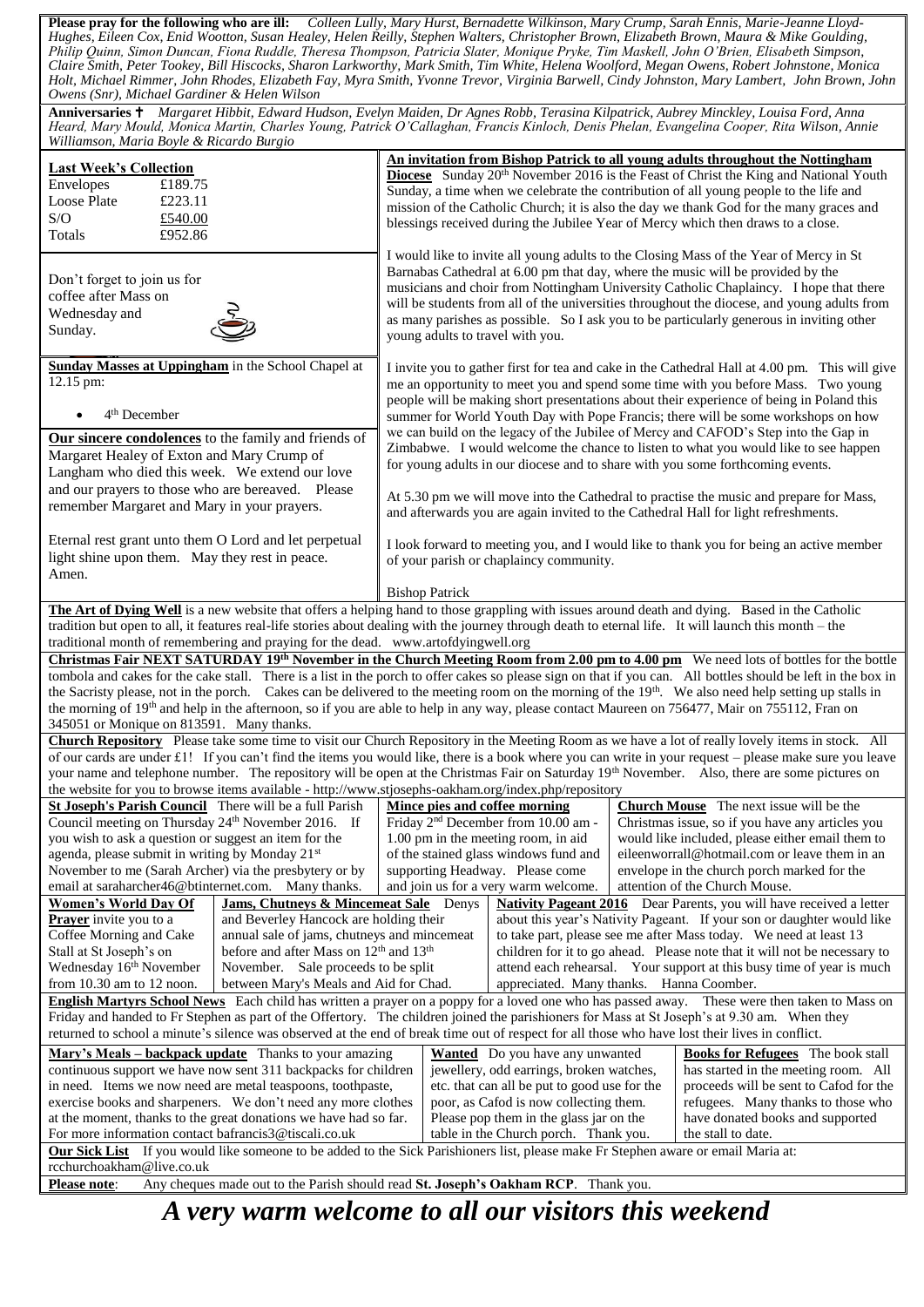**Please pray for the following who are ill:** *Colleen Lully, Mary Hurst, Bernadette Wilkinson, Mary Crump, Sarah Ennis, Marie-Jeanne Lloyd-Hughes, Eileen Cox, Enid Wootton, Susan Healey, Helen Reilly, Stephen Walters, Christopher Brown, Elizabeth Brown, Maura & Mike Goulding, Philip Quinn, Simon Duncan, Fiona Ruddle, Theresa Thompson, Patricia Slater, Monique Pryke, Tim Maskell, John O'Brien, Elisabeth Simpson, Claire Smith, Peter Tookey, Bill Hiscocks, Sharon Larkworthy, Mark Smith, Tim White, Helena Woolford, Megan Owens, Robert Johnstone, Monica Holt, Michael Rimmer, John Rhodes, Elizabeth Fay, Myra Smith, Yvonne Trevor, Virginia Barwell, Cindy Johnston, Mary Lambert, John Brown, John Owens (Snr), Michael Gardiner & Helen Wilson*

**Anniversaries ✝** *Margaret Hibbit, Edward Hudson, Evelyn Maiden, Dr Agnes Robb, Terasina Kilpatrick, Aubrey Minckley, Louisa Ford, Anna Heard, Mary Mould, Monica Martin, Charles Young, Patrick O'Callaghan, Francis Kinloch, Denis Phelan, Evangelina Cooper, Rita Wilson, Annie Williamson, Maria Boyle & Ricardo Burgio*

**Last Week's Collection**

| | |
|---|---|
| Envelopes | £189.75 |
| Loose Plate | £223.11 |
| S/O | £540.00 |
| Totals | £952.86 |

Don't forget to join us for coffee after Mass on Wednesday and Sunday.

**Sunday Masses at Uppingham** in the School Chapel at 12.15 pm:

- 4th December

**Our sincere condolences** to the family and friends of Margaret Healey of Exton and Mary Crump of Langham who died this week. We extend our love and our prayers to those who are bereaved. Please remember Margaret and Mary in your prayers.

Eternal rest grant unto them O Lord and let perpetual light shine upon them. May they rest in peace. Amen.

**An invitation from Bishop Patrick to all young adults throughout the Nottingham Diocese** Sunday 20th November 2016 is the Feast of Christ the King and National Youth Sunday, a time when we celebrate the contribution of all young people to the life and mission of the Catholic Church; it is also the day we thank God for the many graces and blessings received during the Jubilee Year of Mercy which then draws to a close.

I would like to invite all young adults to the Closing Mass of the Year of Mercy in St Barnabas Cathedral at 6.00 pm that day, where the music will be provided by the musicians and choir from Nottingham University Catholic Chaplaincy. I hope that there will be students from all of the universities throughout the diocese, and young adults from as many parishes as possible. So I ask you to be particularly generous in inviting other young adults to travel with you.

I invite you to gather first for tea and cake in the Cathedral Hall at 4.00 pm. This will give me an opportunity to meet you and spend some time with you before Mass. Two young people will be making short presentations about their experience of being in Poland this summer for World Youth Day with Pope Francis; there will be some workshops on how we can build on the legacy of the Jubilee of Mercy and CAFOD's Step into the Gap in Zimbabwe. I would welcome the chance to listen to what you would like to see happen for young adults in our diocese and to share with you some forthcoming events.

At 5.30 pm we will move into the Cathedral to practise the music and prepare for Mass, and afterwards you are again invited to the Cathedral Hall for light refreshments.

I look forward to meeting you, and I would like to thank you for being an active member of your parish or chaplaincy community.

Bishop Patrick

**The Art of Dying Well** is a new website that offers a helping hand to those grappling with issues around death and dying. Based in the Catholic tradition but open to all, it features real-life stories about dealing with the journey through death to eternal life. It will launch this month – the traditional month of remembering and praying for the dead. www.artofdyingwell.org

**Christmas Fair NEXT SATURDAY 19th November in the Church Meeting Room from 2.00 pm to 4.00 pm** We need lots of bottles for the bottle tombola and cakes for the cake stall. There is a list in the porch to offer cakes so please sign on that if you can. All bottles should be left in the box in the Sacristy please, not in the porch. Cakes can be delivered to the meeting room on the morning of the 19th. We also need help setting up stalls in the morning of the 19th and help in the afternoon, so if you are able to help in any way, please contact Maureen on 756477, Mair on 755112, Fran on 345051 or Monique on 813591. Many thanks.

**Church Repository** Please take some time to visit our Church Repository in the Meeting Room as we have a lot of really lovely items in stock. All of our cards are under £1! If you can't find the items you would like, there is a book where you can write in your request – please make sure you leave your name and telephone number. The repository will be open at the Christmas Fair on Saturday 19th November. Also, there are some pictures on the website for you to browse items available - http://www.stjosephs-oakham.org/index.php/repository

**St Joseph's Parish Council** There will be a full Parish Council meeting on Thursday 24th November 2016. If you wish to ask a question or suggest an item for the agenda, please submit in writing by Monday 21st November to me (Sarah Archer) via the presbytery or by email at saraharcher46@btinternet.com. Many thanks.

**Mince pies and coffee morning** Friday 2nd December from 10.00 am - 1.00 pm in the meeting room, in aid of the stained glass windows fund and supporting Headway. Please come and join us for a very warm welcome.

**Church Mouse** The next issue will be the Christmas issue, so if you have any articles you would like included, please either email them to eileenworrall@hotmail.com or leave them in an envelope in the church porch marked for the attention of the Church Mouse.

**Women's World Day Of Prayer** invite you to a Coffee Morning and Cake Stall at St Joseph's on Wednesday 16th November from 10.30 am to 12 noon.

**Jams, Chutneys & Mincemeat Sale** Denys and Beverley Hancock are holding their annual sale of jams, chutneys and mincemeat before and after Mass on 12th and 13th November. Sale proceeds to be split between Mary's Meals and Aid for Chad.

**Nativity Pageant 2016** Dear Parents, you will have received a letter about this year's Nativity Pageant. If your son or daughter would like to take part, please see me after Mass today. We need at least 13 children for it to go ahead. Please note that it will not be necessary to attend each rehearsal. Your support at this busy time of year is much appreciated. Many thanks. Hanna Coomber.

**English Martyrs School News** Each child has written a prayer on a poppy for a loved one who has passed away. These were then taken to Mass on Friday and handed to Fr Stephen as part of the Offertory. The children joined the parishioners for Mass at St Joseph's at 9.30 am. When they returned to school a minute's silence was observed at the end of break time out of respect for all those who have lost their lives in conflict.

**Mary's Meals – backpack update** Thanks to your amazing continuous support we have now sent 311 backpacks for children in need. Items we now need are metal teaspoons, toothpaste, exercise books and sharpeners. We don't need any more clothes at the moment, thanks to the great donations we have had so far. For more information contact bafrancis3@tiscali.co.uk

**Wanted** Do you have any unwanted jewellery, odd earrings, broken watches, etc. that can all be put to good use for the poor, as Cafod is now collecting them. Please pop them in the glass jar on the table in the Church porch. Thank you.

**Books for Refugees** The book stall has started in the meeting room. All proceeds will be sent to Cafod for the refugees. Many thanks to those who have donated books and supported the stall to date.

**Our Sick List** If you would like someone to be added to the Sick Parishioners list, please make Fr Stephen aware or email Maria at: rcchurchoakham@live.co.uk

**Please note**: Any cheques made out to the Parish should read **St. Joseph's Oakham RCP**. Thank you.

***A very warm welcome to all our visitors this weekend***